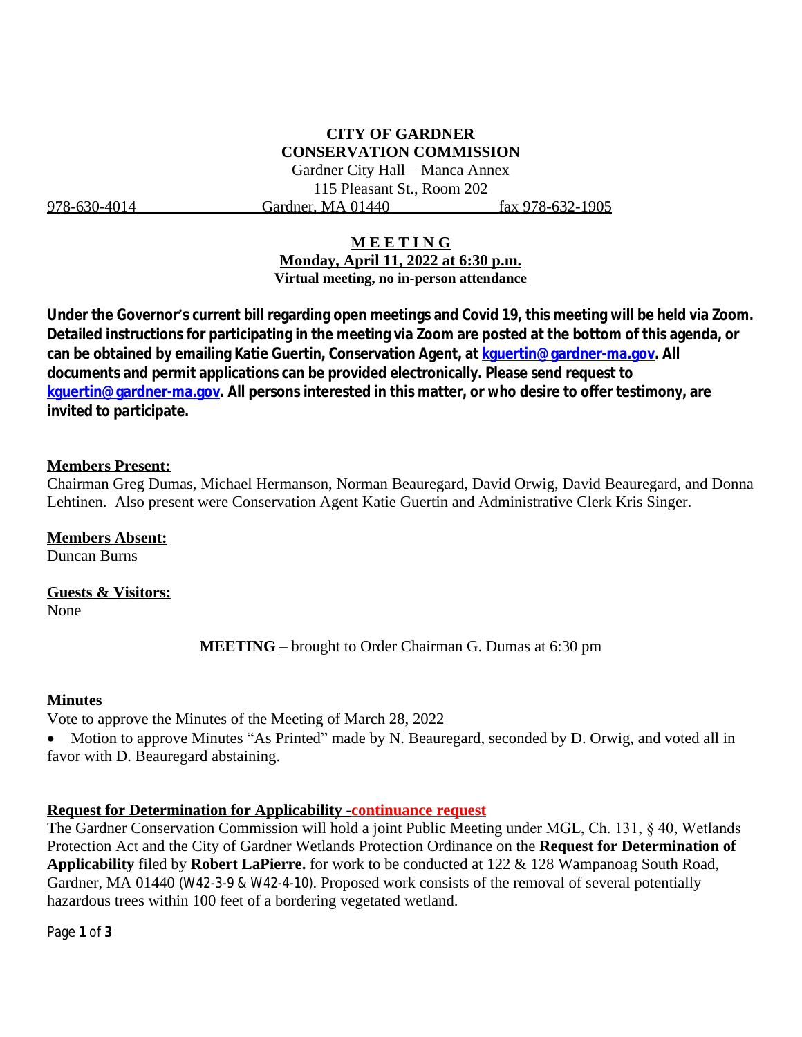# CITY OF GARDNER
# CONSERVATION COMMISSION

Gardner City Hall – Manca Annex
115 Pleasant St., Room 202
978-630-4014 Gardner, MA 01440 fax 978-632-1905

## MEETING

**Monday, April 11, 2022 at 6:30 p.m.**
**Virtual meeting, no in-person attendance**

**Under the Governor's current bill regarding open meetings and Covid 19, this meeting will be held via Zoom. Detailed instructions for participating in the meeting via Zoom are posted at the bottom of this agenda, or can be obtained by emailing Katie Guertin, Conservation Agent, at kguertin@gardner-ma.gov. All documents and permit applications can be provided electronically. Please send request to kguertin@gardner-ma.gov. All persons interested in this matter, or who desire to offer testimony, are invited to participate.**

**Members Present:**
Chairman Greg Dumas, Michael Hermanson, Norman Beauregard, David Orwig, David Beauregard, and Donna Lehtinen. Also present were Conservation Agent Katie Guertin and Administrative Clerk Kris Singer.

**Members Absent:**
Duncan Burns

**Guests & Visitors:**
None

**MEETING** – brought to Order Chairman G. Dumas at 6:30 pm

**Minutes**
Vote to approve the Minutes of the Meeting of March 28, 2022

- Motion to approve Minutes "As Printed" made by N. Beauregard, seconded by D. Orwig, and voted all in favor with D. Beauregard abstaining.

**Request for Determination for Applicability -continuance request**
The Gardner Conservation Commission will hold a joint Public Meeting under MGL, Ch. 131, § 40, Wetlands Protection Act and the City of Gardner Wetlands Protection Ordinance on the **Request for Determination of Applicability** filed by **Robert LaPierre.** for work to be conducted at 122 & 128 Wampanoag South Road, Gardner, MA 01440 (W42-3-9 & W42-4-10). Proposed work consists of the removal of several potentially hazardous trees within 100 feet of a bordering vegetated wetland.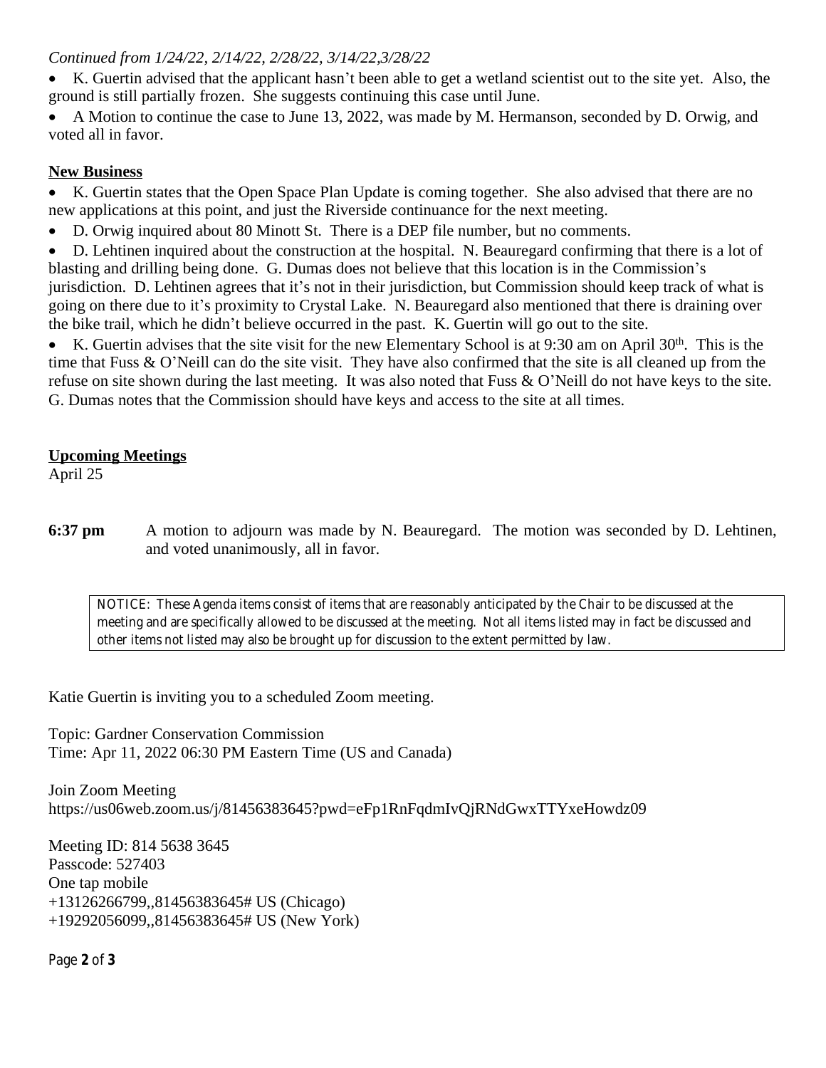*Continued from 1/24/22, 2/14/22, 2/28/22, 3/14/22,3/28/22*

- K. Guertin advised that the applicant hasn't been able to get a wetland scientist out to the site yet. Also, the ground is still partially frozen. She suggests continuing this case until June.
- A Motion to continue the case to June 13, 2022, was made by M. Hermanson, seconded by D. Orwig, and voted all in favor.

**New Business**

- K. Guertin states that the Open Space Plan Update is coming together. She also advised that there are no new applications at this point, and just the Riverside continuance for the next meeting.
- D. Orwig inquired about 80 Minott St. There is a DEP file number, but no comments.
- D. Lehtinen inquired about the construction at the hospital. N. Beauregard confirming that there is a lot of blasting and drilling being done. G. Dumas does not believe that this location is in the Commission's jurisdiction. D. Lehtinen agrees that it's not in their jurisdiction, but Commission should keep track of what is going on there due to it's proximity to Crystal Lake. N. Beauregard also mentioned that there is draining over the bike trail, which he didn't believe occurred in the past. K. Guertin will go out to the site.
- K. Guertin advises that the site visit for the new Elementary School is at 9:30 am on April 30th. This is the time that Fuss & O'Neill can do the site visit. They have also confirmed that the site is all cleaned up from the refuse on site shown during the last meeting. It was also noted that Fuss & O'Neill do not have keys to the site. G. Dumas notes that the Commission should have keys and access to the site at all times.

**Upcoming Meetings**

April 25

**6:37 pm** A motion to adjourn was made by N. Beauregard. The motion was seconded by D. Lehtinen, and voted unanimously, all in favor.

NOTICE: These Agenda items consist of items that are reasonably anticipated by the Chair to be discussed at the meeting and are specifically allowed to be discussed at the meeting. Not all items listed may in fact be discussed and other items not listed may also be brought up for discussion to the extent permitted by law.

Katie Guertin is inviting you to a scheduled Zoom meeting.

Topic: Gardner Conservation Commission
Time: Apr 11, 2022 06:30 PM Eastern Time (US and Canada)

Join Zoom Meeting
https://us06web.zoom.us/j/81456383645?pwd=eFp1RnFqdmIvQjRNdGwxTTYxeHowdz09

Meeting ID: 814 5638 3645
Passcode: 527403
One tap mobile
+13126266799,,81456383645# US (Chicago)
+19292056099,,81456383645# US (New York)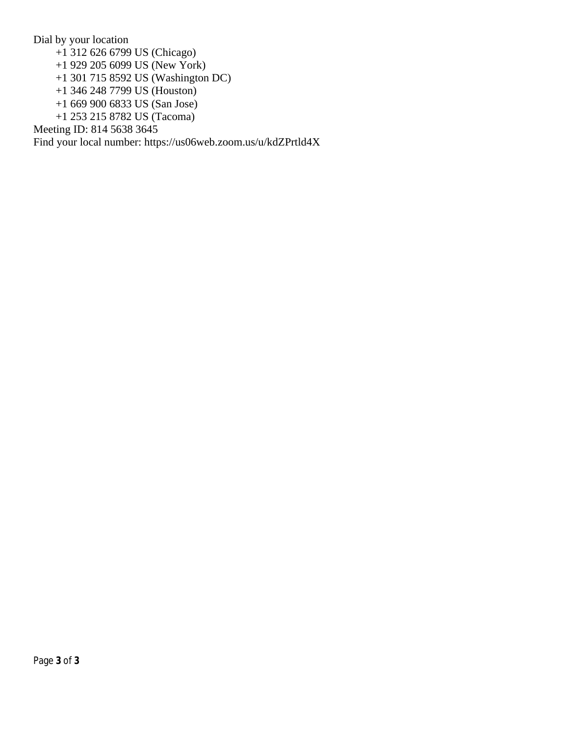Dial by your location

+1 312 626 6799 US (Chicago)
+1 929 205 6099 US (New York)
+1 301 715 8592 US (Washington DC)
+1 346 248 7799 US (Houston)
+1 669 900 6833 US (San Jose)
+1 253 215 8782 US (Tacoma)

Meeting ID: 814 5638 3645

Find your local number: https://us06web.zoom.us/u/kdZPrtld4X